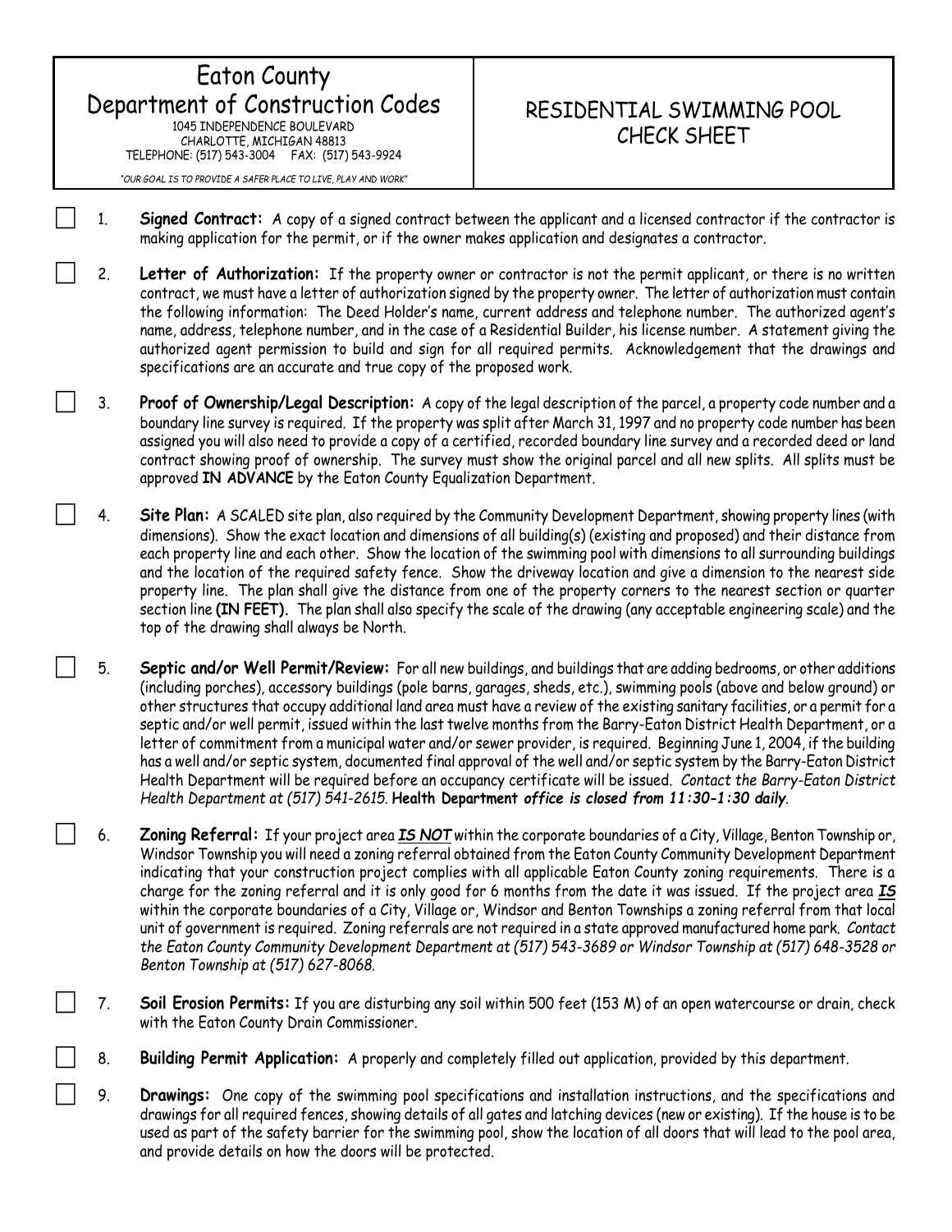# Eaton County Department of Construction Codes

1045 INDEPENDENCE BOULEVARD
CHARLOTTE, MICHIGAN 48813
TELEPHONE: (517) 543-3004 FAX: (517) 543-9924

*"OUR GOAL IS TO PROVIDE A SAFER PLACE TO LIVE, PLAY AND WORK"*

## RESIDENTIAL SWIMMING POOL CHECK SHEET

☐ 1. **Signed Contract:** A copy of a signed contract between the applicant and a licensed contractor if the contractor is making application for the permit, or if the owner makes application and designates a contractor.

☐ 2. **Letter of Authorization:** If the property owner or contractor is not the permit applicant, or there is no written contract, we must have a letter of authorization signed by the property owner. The letter of authorization must contain the following information: The Deed Holder's name, current address and telephone number. The authorized agent's name, address, telephone number, and in the case of a Residential Builder, his license number. A statement giving the authorized agent permission to build and sign for all required permits. Acknowledgement that the drawings and specifications are an accurate and true copy of the proposed work.

☐ 3. **Proof of Ownership/Legal Description:** A copy of the legal description of the parcel, a property code number and a boundary line survey is required. If the property was split after March 31, 1997 and no property code number has been assigned you will also need to provide a copy of a certified, recorded boundary line survey and a recorded deed or land contract showing proof of ownership. The survey must show the original parcel and all new splits. All splits must be approved **IN ADVANCE** by the Eaton County Equalization Department.

☐ 4. **Site Plan:** A SCALED site plan, also required by the Community Development Department, showing property lines (with dimensions). Show the exact location and dimensions of all building(s) (existing and proposed) and their distance from each property line and each other. Show the location of the swimming pool with dimensions to all surrounding buildings and the location of the required safety fence. Show the driveway location and give a dimension to the nearest side property line. The plan shall give the distance from one of the property corners to the nearest section or quarter section line **(IN FEET).** The plan shall also specify the scale of the drawing (any acceptable engineering scale) and the top of the drawing shall always be North.

☐ 5. **Septic and/or Well Permit/Review:** For all new buildings, and buildings that are adding bedrooms, or other additions (including porches), accessory buildings (pole barns, garages, sheds, etc.), swimming pools (above and below ground) or other structures that occupy additional land area must have a review of the existing sanitary facilities, or a permit for a septic and/or well permit, issued within the last twelve months from the Barry-Eaton District Health Department, or a letter of commitment from a municipal water and/or sewer provider, is required. Beginning June 1, 2004, if the building has a well and/or septic system, documented final approval of the well and/or septic system by the Barry-Eaton District Health Department will be required before an occupancy certificate will be issued. *Contact the Barry-Eaton District Health Department at (517) 541-2615.* **Health Department** ***office is closed from 11:30-1:30 daily***.

☐ 6. **Zoning Referral:** If your project area ***IS NOT*** within the corporate boundaries of a City, Village, Benton Township or, Windsor Township you will need a zoning referral obtained from the Eaton County Community Development Department indicating that your construction project complies with all applicable Eaton County zoning requirements. There is a charge for the zoning referral and it is only good for 6 months from the date it was issued. If the project area ***IS*** within the corporate boundaries of a City, Village or, Windsor and Benton Townships a zoning referral from that local unit of government is required. Zoning referrals are not required in a state approved manufactured home park. *Contact the Eaton County Community Development Department at (517) 543-3689 or Windsor Township at (517) 648-3528 or Benton Township at (517) 627-8068.*

☐ 7. **Soil Erosion Permits:** If you are disturbing any soil within 500 feet (153 M) of an open watercourse or drain, check with the Eaton County Drain Commissioner.

☐ 8. **Building Permit Application:** A properly and completely filled out application, provided by this department.

☐ 9. **Drawings:** One copy of the swimming pool specifications and installation instructions, and the specifications and drawings for all required fences, showing details of all gates and latching devices (new or existing). If the house is to be used as part of the safety barrier for the swimming pool, show the location of all doors that will lead to the pool area, and provide details on how the doors will be protected.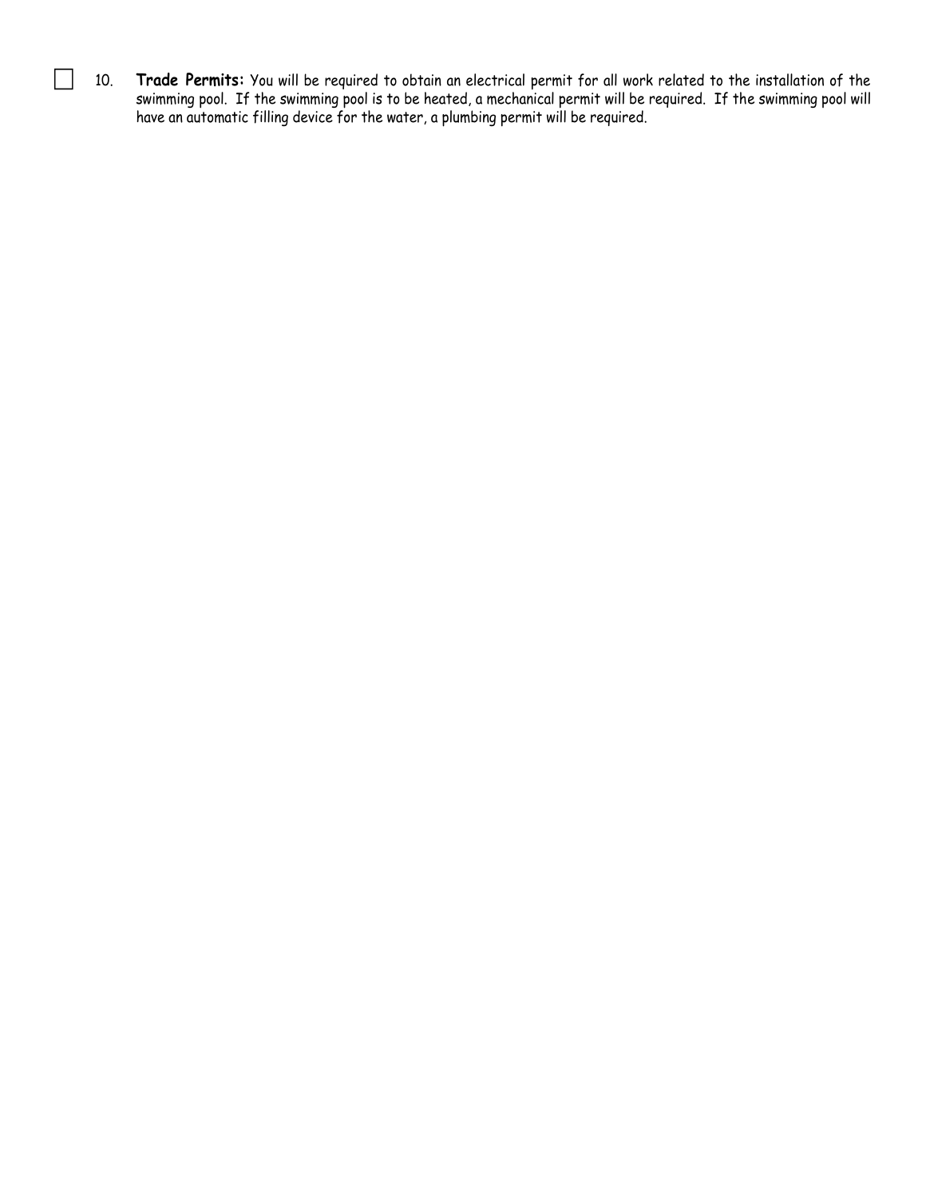☐ 10. **Trade Permits:** You will be required to obtain an electrical permit for all work related to the installation of the swimming pool. If the swimming pool is to be heated, a mechanical permit will be required. If the swimming pool will have an automatic filling device for the water, a plumbing permit will be required.